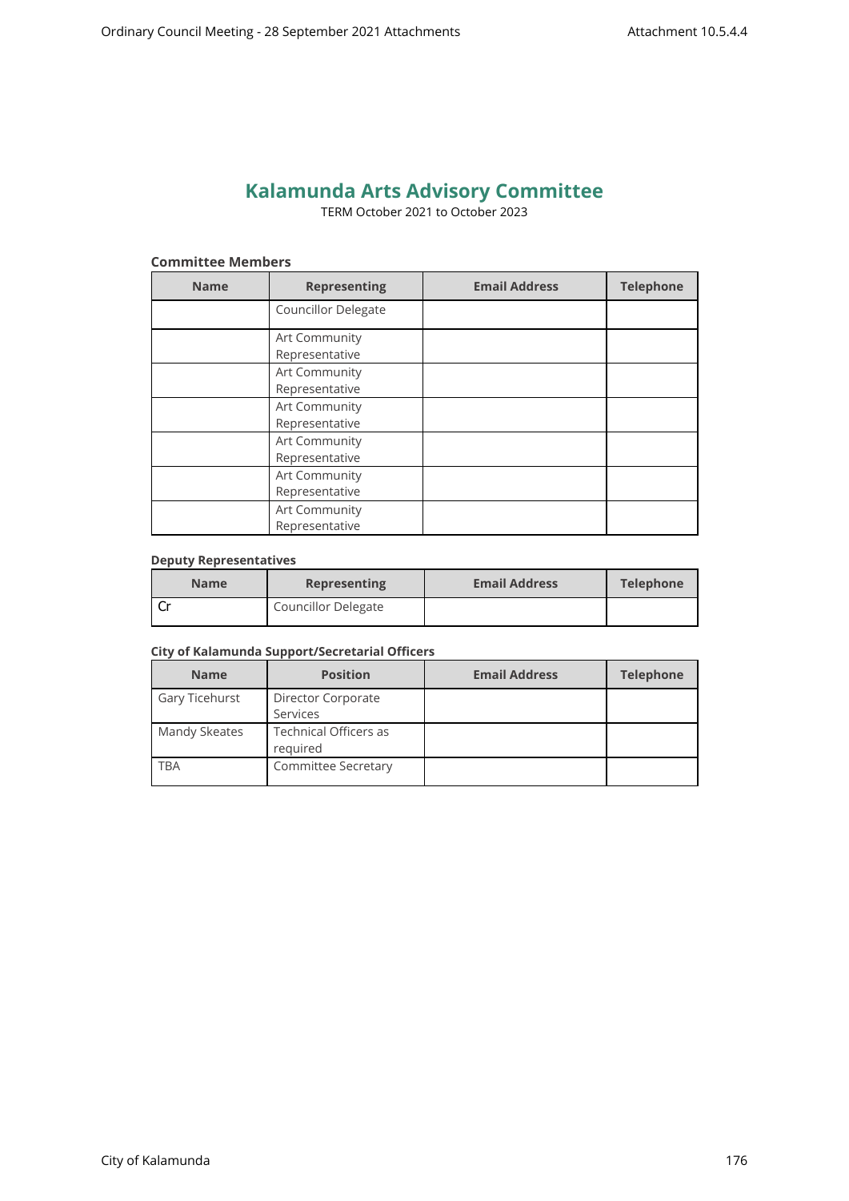# Kalamunda Arts Advisory Committee

TERM October 2021 to October 2023

**Committee Members**

| Name | Representing | Email Address | Telephone |
|---|---|---|---|
| | Councillor Delegate | | |
| | Art Community Representative | | |
| | Art Community Representative | | |
| | Art Community Representative | | |
| | Art Community Representative | | |
| | Art Community Representative | | |
| | Art Community Representative | | |

**Deputy Representatives**

| Name | Representing | Email Address | Telephone |
|---|---|---|---|
| Cr | Councillor Delegate | | |

**City of Kalamunda Support/Secretarial Officers**

| Name | Position | Email Address | Telephone |
|---|---|---|---|
| Gary Ticehurst | Director Corporate Services | | |
| Mandy Skeates | Technical Officers as required | | |
| TBA | Committee Secretary | | |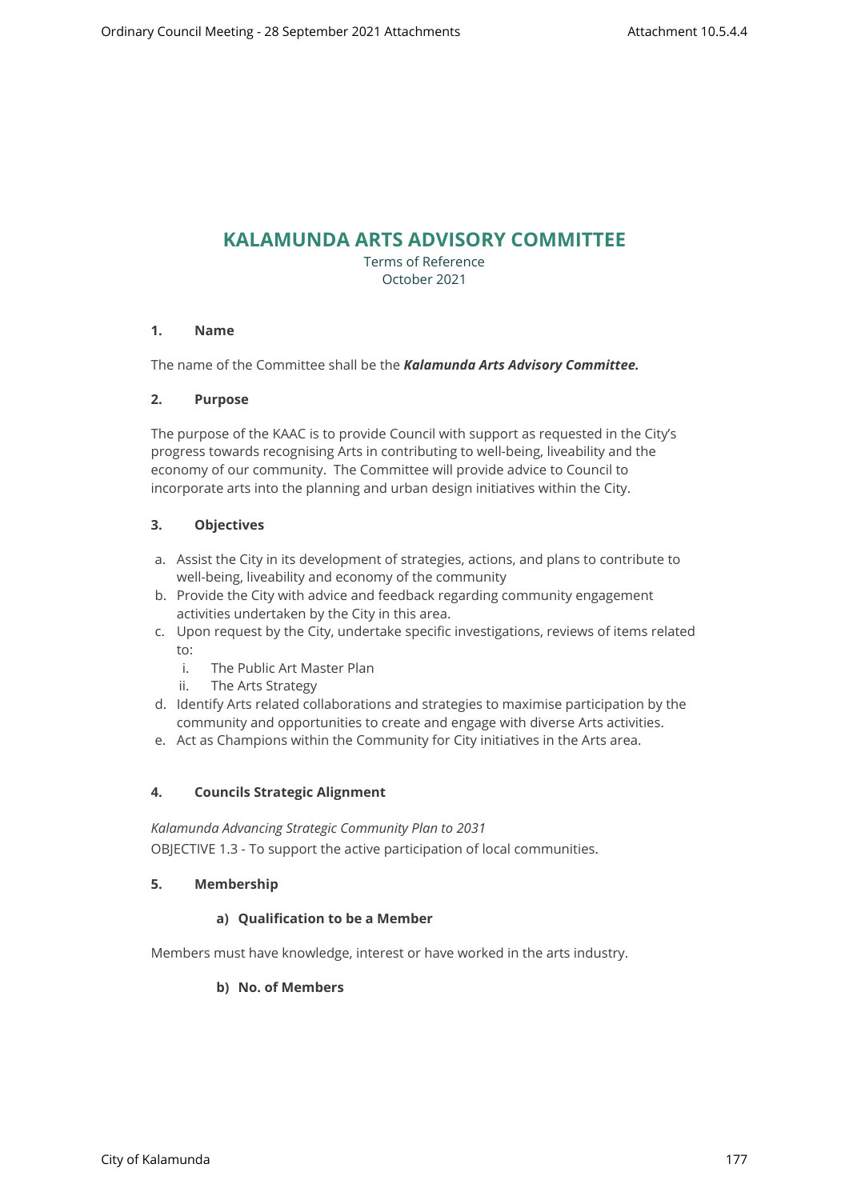# KALAMUNDA ARTS ADVISORY COMMITTEE

Terms of Reference
October 2021

## 1. Name

The name of the Committee shall be the ***Kalamunda Arts Advisory Committee.***

## 2. Purpose

The purpose of the KAAC is to provide Council with support as requested in the City's progress towards recognising Arts in contributing to well-being, liveability and the economy of our community. The Committee will provide advice to Council to incorporate arts into the planning and urban design initiatives within the City.

## 3. Objectives

a. Assist the City in its development of strategies, actions, and plans to contribute to well-being, liveability and economy of the community
b. Provide the City with advice and feedback regarding community engagement activities undertaken by the City in this area.
c. Upon request by the City, undertake specific investigations, reviews of items related to:
   i. The Public Art Master Plan
   ii. The Arts Strategy
d. Identify Arts related collaborations and strategies to maximise participation by the community and opportunities to create and engage with diverse Arts activities.
e. Act as Champions within the Community for City initiatives in the Arts area.

## 4. Councils Strategic Alignment

*Kalamunda Advancing Strategic Community Plan to 2031*
OBJECTIVE 1.3 - To support the active participation of local communities.

## 5. Membership

### a) Qualification to be a Member

Members must have knowledge, interest or have worked in the arts industry.

### b) No. of Members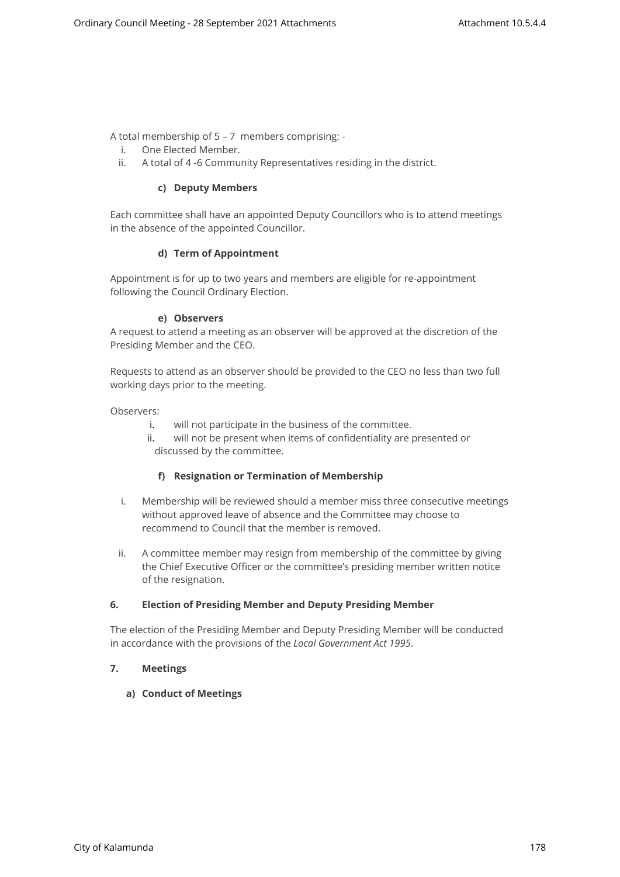A total membership of 5 – 7 members comprising: -

i. One Elected Member.
ii. A total of 4 -6 Community Representatives residing in the district.

**c) Deputy Members**

Each committee shall have an appointed Deputy Councillors who is to attend meetings in the absence of the appointed Councillor.

**d) Term of Appointment**

Appointment is for up to two years and members are eligible for re-appointment following the Council Ordinary Election.

**e) Observers**

A request to attend a meeting as an observer will be approved at the discretion of the Presiding Member and the CEO.

Requests to attend as an observer should be provided to the CEO no less than two full working days prior to the meeting.

Observers:

i. will not participate in the business of the committee.
ii. will not be present when items of confidentiality are presented or discussed by the committee.

**f) Resignation or Termination of Membership**

i. Membership will be reviewed should a member miss three consecutive meetings without approved leave of absence and the Committee may choose to recommend to Council that the member is removed.

ii. A committee member may resign from membership of the committee by giving the Chief Executive Officer or the committee's presiding member written notice of the resignation.

**6. Election of Presiding Member and Deputy Presiding Member**

The election of the Presiding Member and Deputy Presiding Member will be conducted in accordance with the provisions of the *Local Government Act 1995*.

**7. Meetings**

**a) Conduct of Meetings**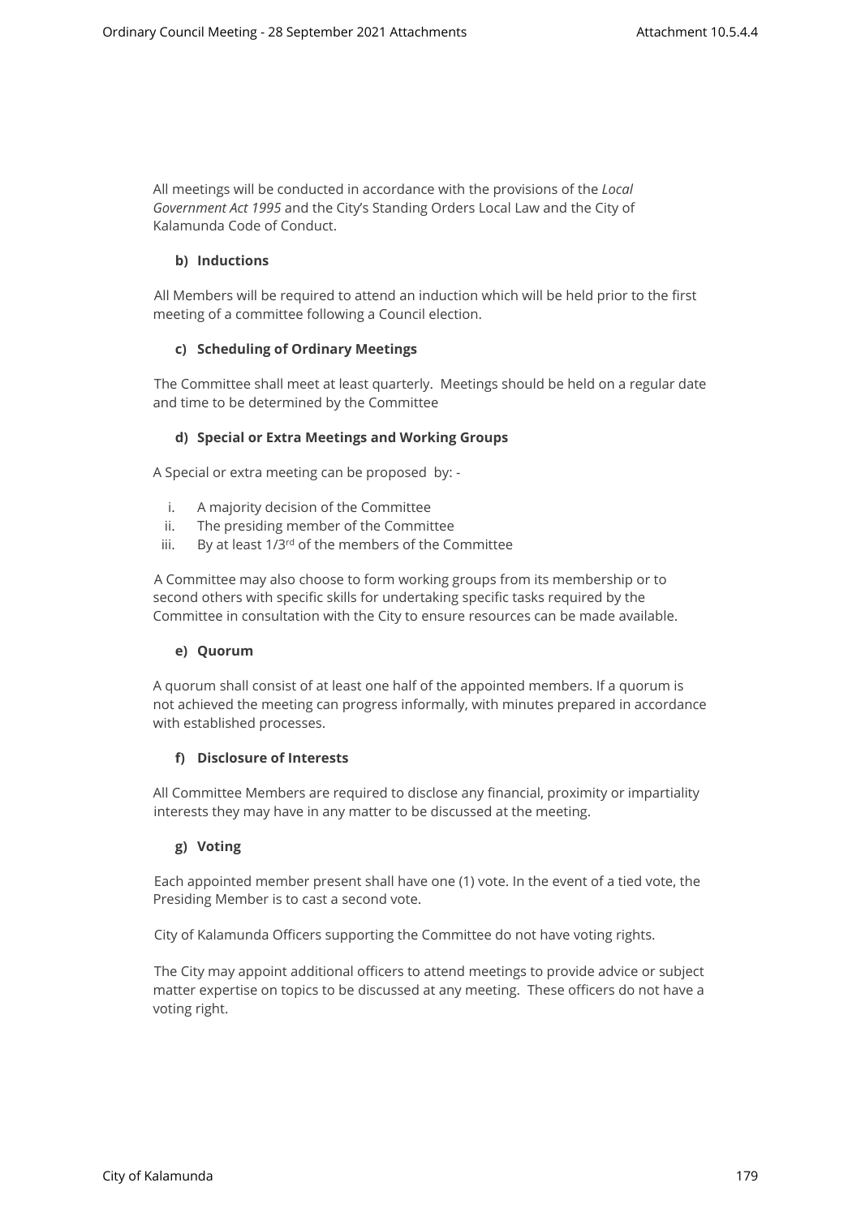All meetings will be conducted in accordance with the provisions of the *Local Government Act 1995* and the City's Standing Orders Local Law and the City of Kalamunda Code of Conduct.

**b) Inductions**

All Members will be required to attend an induction which will be held prior to the first meeting of a committee following a Council election.

**c) Scheduling of Ordinary Meetings**

The Committee shall meet at least quarterly. Meetings should be held on a regular date and time to be determined by the Committee

**d) Special or Extra Meetings and Working Groups**

A Special or extra meeting can be proposed by: -

i. A majority decision of the Committee
ii. The presiding member of the Committee
iii. By at least 1/3rd of the members of the Committee

A Committee may also choose to form working groups from its membership or to second others with specific skills for undertaking specific tasks required by the Committee in consultation with the City to ensure resources can be made available.

**e) Quorum**

A quorum shall consist of at least one half of the appointed members. If a quorum is not achieved the meeting can progress informally, with minutes prepared in accordance with established processes.

**f) Disclosure of Interests**

All Committee Members are required to disclose any financial, proximity or impartiality interests they may have in any matter to be discussed at the meeting.

**g) Voting**

Each appointed member present shall have one (1) vote. In the event of a tied vote, the Presiding Member is to cast a second vote.

City of Kalamunda Officers supporting the Committee do not have voting rights.

The City may appoint additional officers to attend meetings to provide advice or subject matter expertise on topics to be discussed at any meeting. These officers do not have a voting right.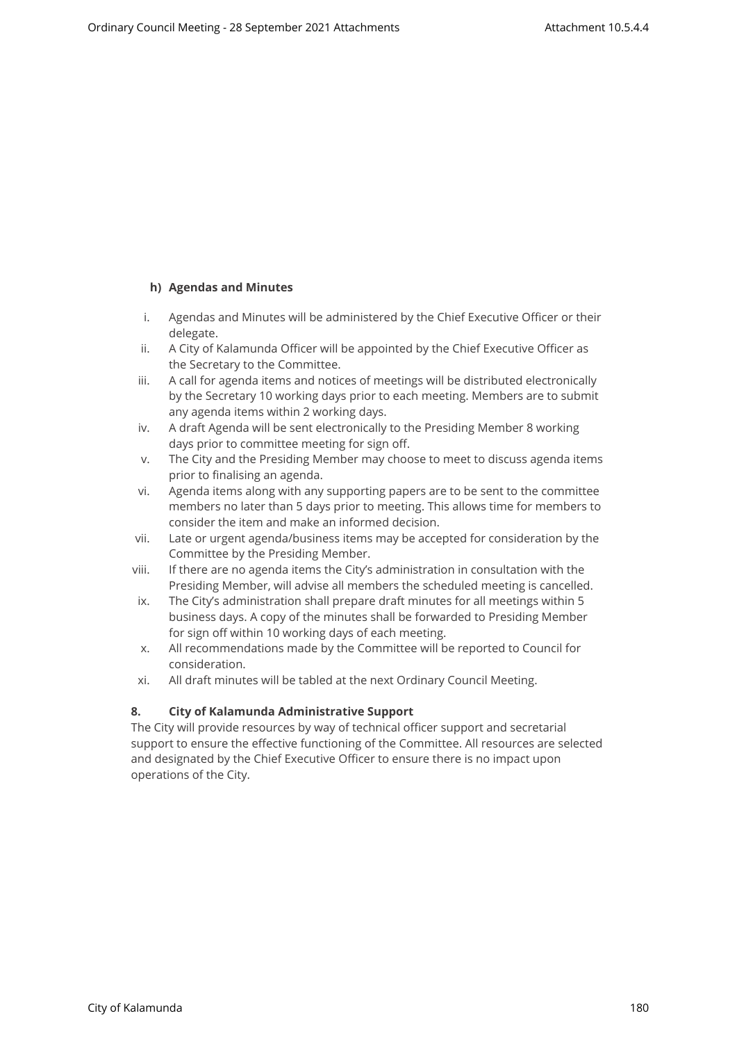**h) Agendas and Minutes**

i. Agendas and Minutes will be administered by the Chief Executive Officer or their delegate.
ii. A City of Kalamunda Officer will be appointed by the Chief Executive Officer as the Secretary to the Committee.
iii. A call for agenda items and notices of meetings will be distributed electronically by the Secretary 10 working days prior to each meeting. Members are to submit any agenda items within 2 working days.
iv. A draft Agenda will be sent electronically to the Presiding Member 8 working days prior to committee meeting for sign off.
v. The City and the Presiding Member may choose to meet to discuss agenda items prior to finalising an agenda.
vi. Agenda items along with any supporting papers are to be sent to the committee members no later than 5 days prior to meeting. This allows time for members to consider the item and make an informed decision.
vii. Late or urgent agenda/business items may be accepted for consideration by the Committee by the Presiding Member.
viii. If there are no agenda items the City's administration in consultation with the Presiding Member, will advise all members the scheduled meeting is cancelled.
ix. The City's administration shall prepare draft minutes for all meetings within 5 business days. A copy of the minutes shall be forwarded to Presiding Member for sign off within 10 working days of each meeting.
x. All recommendations made by the Committee will be reported to Council for consideration.
xi. All draft minutes will be tabled at the next Ordinary Council Meeting.

## 8. City of Kalamunda Administrative Support

The City will provide resources by way of technical officer support and secretarial support to ensure the effective functioning of the Committee. All resources are selected and designated by the Chief Executive Officer to ensure there is no impact upon operations of the City.